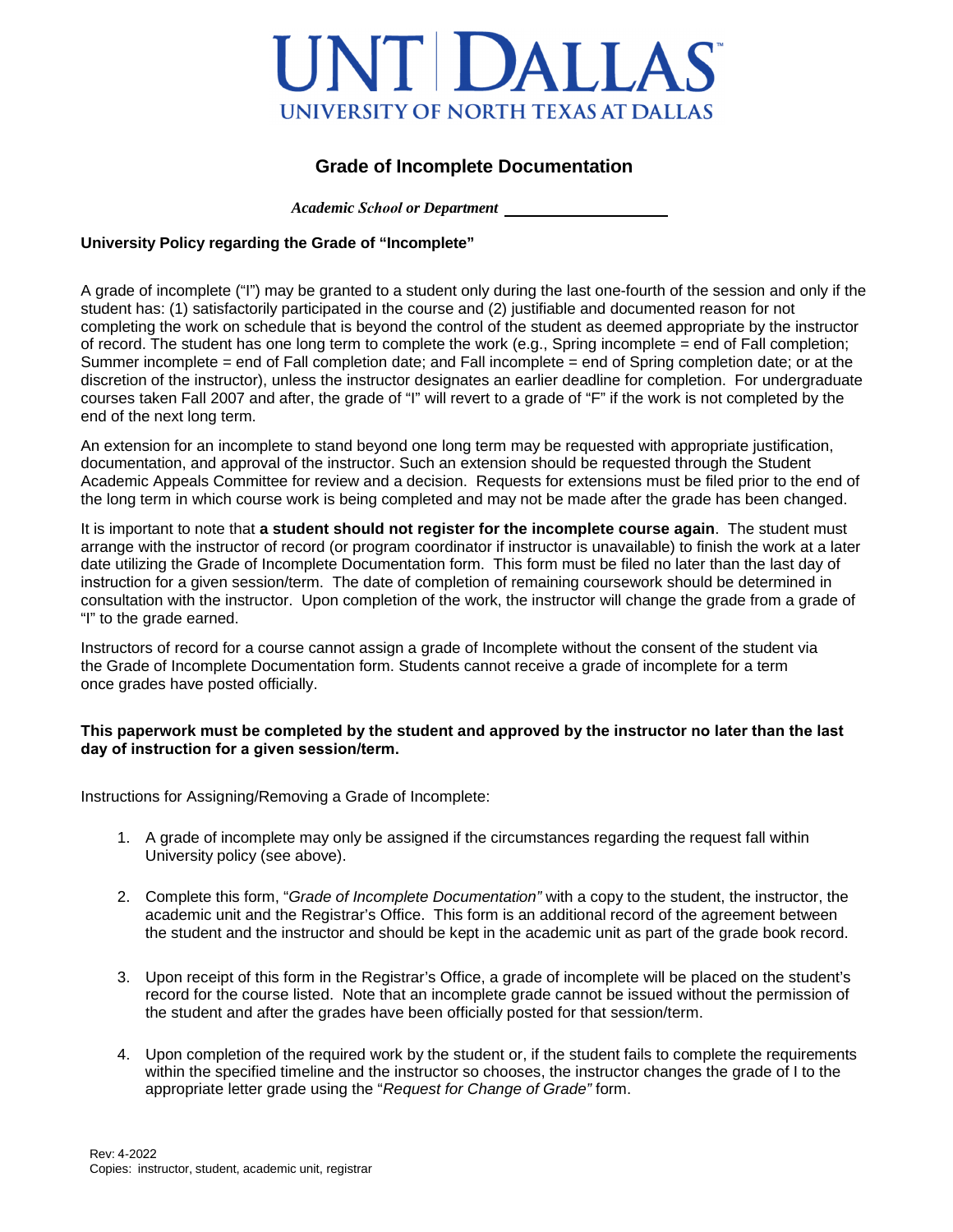# UNT | DALLAS

UNIVERSITY OF NORTH TEXAS AT DALLAS

## Grade of Incomplete Documentation

***Academic School or Department*** \_\_\_\_\_\_\_\_\_\_\_\_\_\_\_\_\_\_\_\_

**University Policy regarding the Grade of "Incomplete"**

A grade of incomplete ("I") may be granted to a student only during the last one-fourth of the session and only if the student has: (1) satisfactorily participated in the course and (2) justifiable and documented reason for not completing the work on schedule that is beyond the control of the student as deemed appropriate by the instructor of record. The student has one long term to complete the work (e.g., Spring incomplete = end of Fall completion; Summer incomplete = end of Fall completion date; and Fall incomplete = end of Spring completion date; or at the discretion of the instructor), unless the instructor designates an earlier deadline for completion. For undergraduate courses taken Fall 2007 and after, the grade of "I" will revert to a grade of "F" if the work is not completed by the end of the next long term.

An extension for an incomplete to stand beyond one long term may be requested with appropriate justification, documentation, and approval of the instructor. Such an extension should be requested through the Student Academic Appeals Committee for review and a decision. Requests for extensions must be filed prior to the end of the long term in which course work is being completed and may not be made after the grade has been changed.

It is important to note that **a student should not register for the incomplete course again**. The student must arrange with the instructor of record (or program coordinator if instructor is unavailable) to finish the work at a later date utilizing the Grade of Incomplete Documentation form. This form must be filed no later than the last day of instruction for a given session/term. The date of completion of remaining coursework should be determined in consultation with the instructor. Upon completion of the work, the instructor will change the grade from a grade of "I" to the grade earned.

Instructors of record for a course cannot assign a grade of Incomplete without the consent of the student via the Grade of Incomplete Documentation form. Students cannot receive a grade of incomplete for a term once grades have posted officially.

**This paperwork must be completed by the student and approved by the instructor no later than the last day of instruction for a given session/term.**

Instructions for Assigning/Removing a Grade of Incomplete:

1. A grade of incomplete may only be assigned if the circumstances regarding the request fall within University policy (see above).

2. Complete this form, "*Grade of Incomplete Documentation"* with a copy to the student, the instructor, the academic unit and the Registrar's Office. This form is an additional record of the agreement between the student and the instructor and should be kept in the academic unit as part of the grade book record.

3. Upon receipt of this form in the Registrar's Office, a grade of incomplete will be placed on the student's record for the course listed. Note that an incomplete grade cannot be issued without the permission of the student and after the grades have been officially posted for that session/term.

4. Upon completion of the required work by the student or, if the student fails to complete the requirements within the specified timeline and the instructor so chooses, the instructor changes the grade of I to the appropriate letter grade using the "*Request for Change of Grade"* form.

Rev: 4-2022
Copies: instructor, student, academic unit, registrar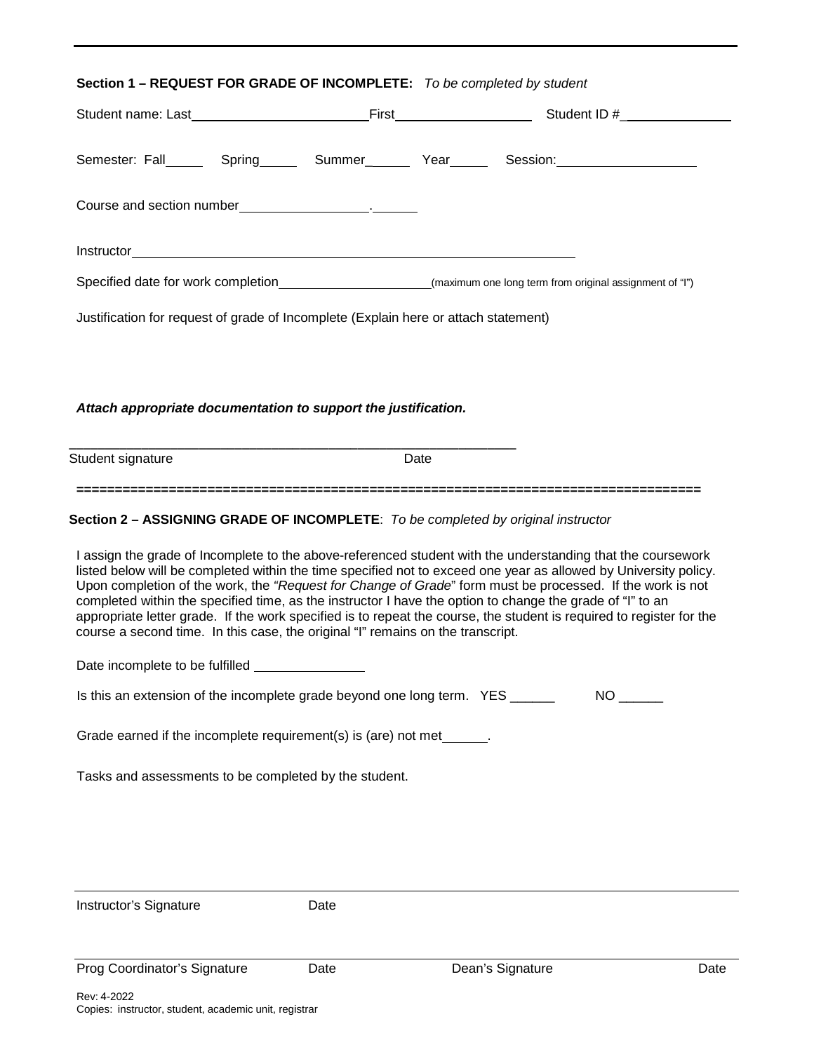**Section 1 – REQUEST FOR GRADE OF INCOMPLETE:** *To be completed by student*

Student name: Last\_\_\_\_\_\_\_\_\_\_\_\_\_\_\_\_\_\_\_\_\_\_\_\_ First\_\_\_\_\_\_\_\_\_\_\_\_\_\_\_\_\_\_\_\_ Student ID #\_\_\_\_\_\_\_\_\_\_\_\_\_\_\_\_

Semester: Fall\_\_\_\_\_ Spring\_\_\_\_\_ Summer\_\_\_\_\_\_ Year\_\_\_\_\_ Session:\_\_\_\_\_\_\_\_\_\_\_\_\_\_\_\_\_\_\_

Course and section number\_\_\_\_\_\_\_\_\_\_\_\_\_\_\_\_\_\_.\_\_\_\_\_\_

Instructor\_\_\_\_\_\_\_\_\_\_\_\_\_\_\_\_\_\_\_\_\_\_\_\_\_\_\_\_\_\_\_\_\_\_\_\_\_\_\_\_\_\_\_\_\_\_\_\_\_\_\_\_\_\_\_\_\_\_\_\_\_\_

Specified date for work completion\_\_\_\_\_\_\_\_\_\_\_\_\_\_\_\_\_\_\_\_\_\_(maximum one long term from original assignment of "I")

Justification for request of grade of Incomplete (Explain here or attach statement)

***Attach appropriate documentation to support the justification.***

\_\_\_\_\_\_\_\_\_\_\_\_\_\_\_\_\_\_\_\_\_\_\_\_\_\_\_\_\_\_\_\_\_\_\_\_\_\_\_\_\_\_\_\_\_\_\_\_\_\_\_\_\_\_\_\_\_\_\_\_\_\_

Student signature Date

================================================================================

**Section 2 – ASSIGNING GRADE OF INCOMPLETE**: *To be completed by original instructor*

I assign the grade of Incomplete to the above-referenced student with the understanding that the coursework listed below will be completed within the time specified not to exceed one year as allowed by University policy. Upon completion of the work, the *"Request for Change of Grade*" form must be processed. If the work is not completed within the specified time, as the instructor I have the option to change the grade of "I" to an appropriate letter grade. If the work specified is to repeat the course, the student is required to register for the course a second time. In this case, the original "I" remains on the transcript.

Date incomplete to be fulfilled \_\_\_\_\_\_\_\_\_\_\_\_\_\_\_

Is this an extension of the incomplete grade beyond one long term. YES \_\_\_\_\_\_ NO \_\_\_\_\_\_

Grade earned if the incomplete requirement(s) is (are) not met\_\_\_\_\_\_.

Tasks and assessments to be completed by the student.

\_\_\_\_\_\_\_\_\_\_\_\_\_\_\_\_\_\_\_\_\_\_\_\_\_\_\_\_\_\_\_\_\_\_\_\_\_\_\_\_\_\_\_\_\_\_\_\_\_\_\_\_\_\_\_\_\_\_\_\_\_\_\_\_\_\_\_\_\_\_\_\_\_\_\_\_\_\_

Instructor's Signature Date

\_\_\_\_\_\_\_\_\_\_\_\_\_\_\_\_\_\_\_\_\_\_\_\_\_\_\_\_\_\_\_\_\_\_\_\_\_\_\_\_\_\_\_\_\_\_\_\_\_\_\_\_\_\_\_\_\_\_\_\_\_\_\_\_\_\_\_\_\_\_\_\_\_\_\_\_\_\_

Prog Coordinator's Signature Date Dean's Signature Date

Rev: 4-2022
Copies: instructor, student, academic unit, registrar